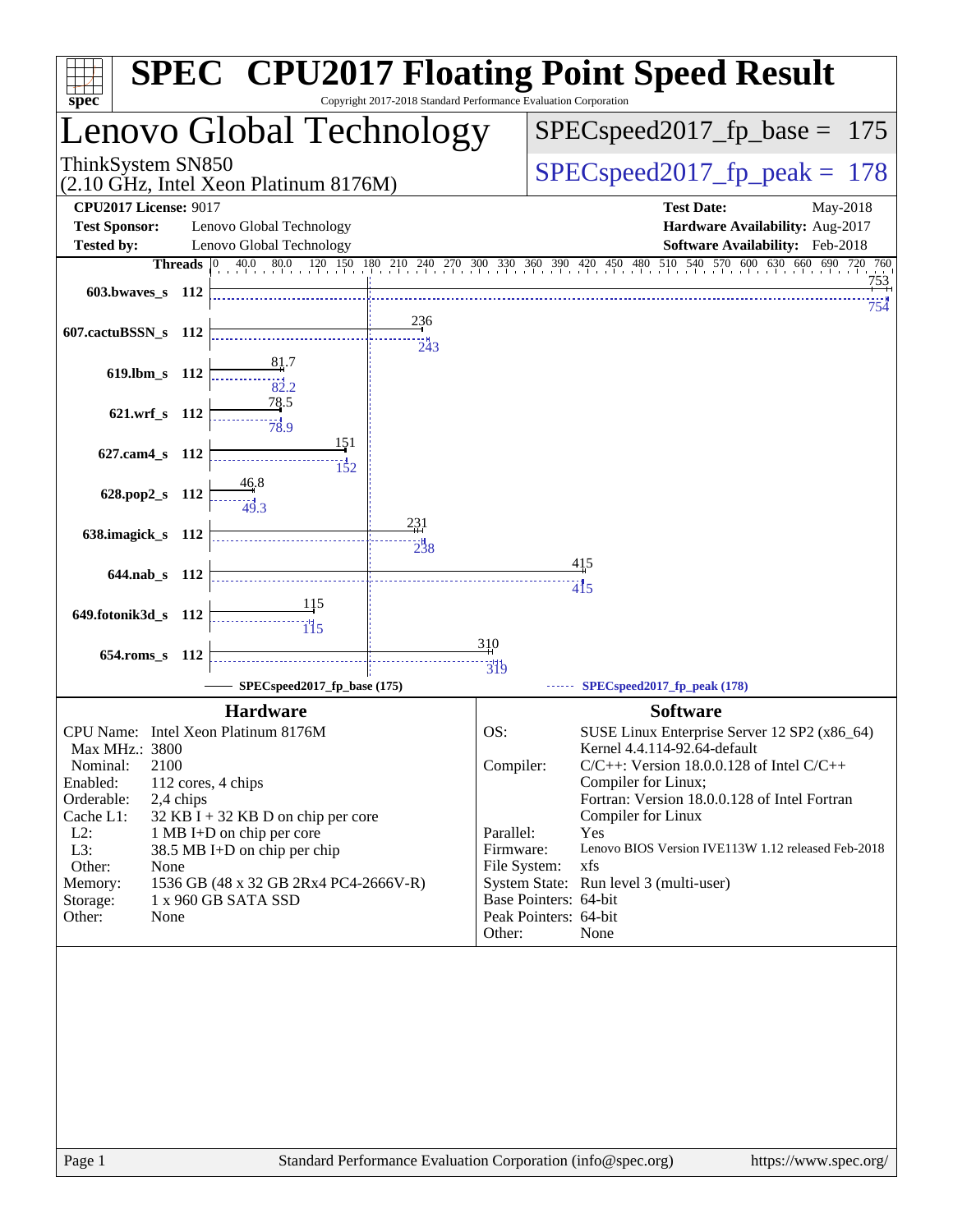# SPEC CPU2017 Floating Point Speed Result

Copyright 2017-2018 Standard Performance Evaluation Corporation

## Lenovo Global Technology

ThinkSystem SN850
(2.10 GHz, Intel Xeon Platinum 8176M)

SPECspeed2017_fp_base = 175

SPECspeed2017_fp_peak = 178

**CPU2017 License:** 9017
**Test Sponsor:** Lenovo Global Technology
**Tested by:** Lenovo Global Technology

**Test Date:** May-2018
**Hardware Availability:** Aug-2017
**Software Availability:** Feb-2018

| Benchmark | Threads | Base | Peak |
|---|---|---|---|
| 603.bwaves_s | 112 | 753 | 754 |
| 607.cactuBSSN_s | 112 | 236 | 243 |
| 619.lbm_s | 112 | 81.7 | 82.2 |
| 621.wrf_s | 112 | 78.5 | 78.9 |
| 627.cam4_s | 112 | 151 | 152 |
| 628.pop2_s | 112 | 46.8 | 49.3 |
| 638.imagick_s | 112 | 231 | 238 |
| 644.nab_s | 112 | 415 | 415 |
| 649.fotonik3d_s | 112 | 115 | 115 |
| 654.roms_s | 112 | 310 | 319 |

SPECspeed2017_fp_base (175) — SPECspeed2017_fp_peak (178)

### Hardware

| | |
|---|---|
| CPU Name: | Intel Xeon Platinum 8176M |
| Max MHz.: | 3800 |
| Nominal: | 2100 |
| Enabled: | 112 cores, 4 chips |
| Orderable: | 2,4 chips |
| Cache L1: | 32 KB I + 32 KB D on chip per core |
| L2: | 1 MB I+D on chip per core |
| L3: | 38.5 MB I+D on chip per chip |
| Other: | None |
| Memory: | 1536 GB (48 x 32 GB 2Rx4 PC4-2666V-R) |
| Storage: | 1 x 960 GB SATA SSD |
| Other: | None |

### Software

| | |
|---|---|
| OS: | SUSE Linux Enterprise Server 12 SP2 (x86_64) Kernel 4.4.114-92.64-default |
| Compiler: | C/C++: Version 18.0.0.128 of Intel C/C++ Compiler for Linux; Fortran: Version 18.0.0.128 of Intel Fortran Compiler for Linux |
| Parallel: | Yes |
| Firmware: | Lenovo BIOS Version IVE113W 1.12 released Feb-2018 |
| File System: | xfs |
| System State: | Run level 3 (multi-user) |
| Base Pointers: | 64-bit |
| Peak Pointers: | 64-bit |
| Other: | None |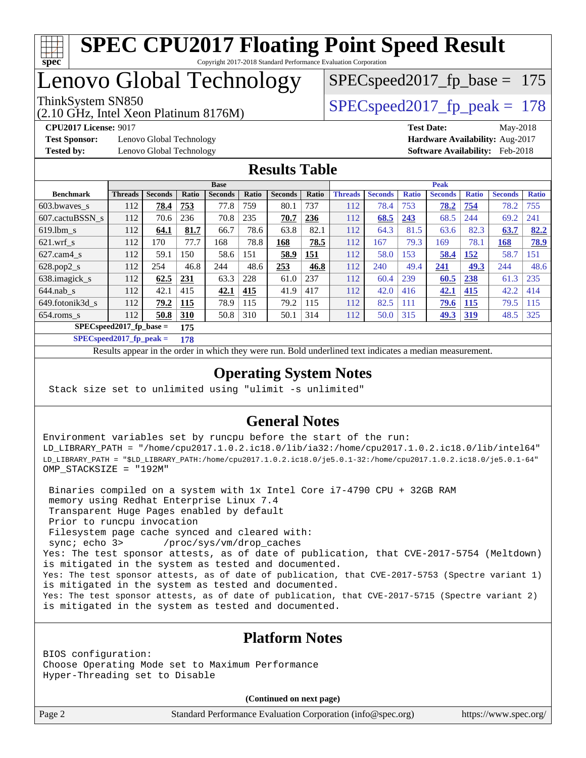# SPEC CPU2017 Floating Point Speed Result

Copyright 2017-2018 Standard Performance Evaluation Corporation

# Lenovo Global Technology

ThinkSystem SN850
(2.10 GHz, Intel Xeon Platinum 8176M)

SPECspeed2017_fp_base = 175

SPECspeed2017_fp_peak = 178

**CPU2017 License:** 9017
**Test Sponsor:** Lenovo Global Technology
**Tested by:** Lenovo Global Technology

**Test Date:** May-2018
**Hardware Availability:** Aug-2017
**Software Availability:** Feb-2018

## Results Table

| Benchmark | Base | | | | | | | Peak | | | | | | |
|---|---|---|---|---|---|---|---|---|---|---|---|---|---|---|
| | Threads | Seconds | Ratio | Seconds | Ratio | Seconds | Ratio | Threads | Seconds | Ratio | Seconds | Ratio | Seconds | Ratio |
| 603.bwaves_s | 112 | **78.4** | **753** | 77.8 | 759 | 80.1 | 737 | 112 | 78.4 | 753 | **78.2** | **754** | 78.2 | 755 |
| 607.cactuBSSN_s | 112 | 70.6 | 236 | 70.8 | 235 | **70.7** | **236** | 112 | **68.5** | **243** | 68.5 | 244 | 69.2 | 241 |
| 619.lbm_s | 112 | **64.1** | **81.7** | 66.7 | 78.6 | 63.8 | 82.1 | 112 | 64.3 | 81.5 | 63.6 | 82.3 | **63.7** | **82.2** |
| 621.wrf_s | 112 | 170 | 77.7 | 168 | 78.8 | **168** | **78.5** | 112 | 167 | 79.3 | 169 | 78.1 | **168** | **78.9** |
| 627.cam4_s | 112 | 59.1 | 150 | 58.6 | 151 | **58.9** | **151** | 112 | 58.0 | 153 | **58.4** | **152** | 58.7 | 151 |
| 628.pop2_s | 112 | 254 | 46.8 | 244 | 48.6 | **253** | **46.8** | 112 | 240 | 49.4 | **241** | **49.3** | 244 | 48.6 |
| 638.imagick_s | 112 | **62.5** | **231** | 63.3 | 228 | 61.0 | 237 | 112 | 60.4 | 239 | **60.5** | **238** | 61.3 | 235 |
| 644.nab_s | 112 | 42.1 | 415 | **42.1** | **415** | 41.9 | 417 | 112 | 42.0 | 416 | **42.1** | **415** | 42.2 | 414 |
| 649.fotonik3d_s | 112 | **79.2** | **115** | 78.9 | 115 | 79.2 | 115 | 112 | 82.5 | 111 | **79.6** | **115** | 79.5 | 115 |
| 654.roms_s | 112 | **50.8** | **310** | 50.8 | 310 | 50.1 | 314 | 112 | 50.0 | 315 | **49.3** | **319** | 48.5 | 325 |

**SPECspeed2017_fp_base = 175**

**SPECspeed2017_fp_peak = 178**

Results appear in the order in which they were run. Bold underlined text indicates a median measurement.

## Operating System Notes

```
Stack size set to unlimited using "ulimit -s unlimited"
```

## General Notes

```
Environment variables set by runcpu before the start of the run:
LD_LIBRARY_PATH = "/home/cpu2017.1.0.2.ic18.0/lib/ia32:/home/cpu2017.1.0.2.ic18.0/lib/intel64"
LD_LIBRARY_PATH = "$LD_LIBRARY_PATH:/home/cpu2017.1.0.2.ic18.0/je5.0.1-32:/home/cpu2017.1.0.2.ic18.0/je5.0.1-64"
OMP_STACKSIZE = "192M"

 Binaries compiled on a system with 1x Intel Core i7-4790 CPU + 32GB RAM
 memory using Redhat Enterprise Linux 7.4
 Transparent Huge Pages enabled by default
 Prior to runcpu invocation
 Filesystem page cache synced and cleared with:
 sync; echo 3>       /proc/sys/vm/drop_caches
Yes: The test sponsor attests, as of date of publication, that CVE-2017-5754 (Meltdown)
is mitigated in the system as tested and documented.
Yes: The test sponsor attests, as of date of publication, that CVE-2017-5753 (Spectre variant 1)
is mitigated in the system as tested and documented.
Yes: The test sponsor attests, as of date of publication, that CVE-2017-5715 (Spectre variant 2)
is mitigated in the system as tested and documented.
```

## Platform Notes

```
BIOS configuration:
Choose Operating Mode set to Maximum Performance
Hyper-Threading set to Disable
```

**(Continued on next page)**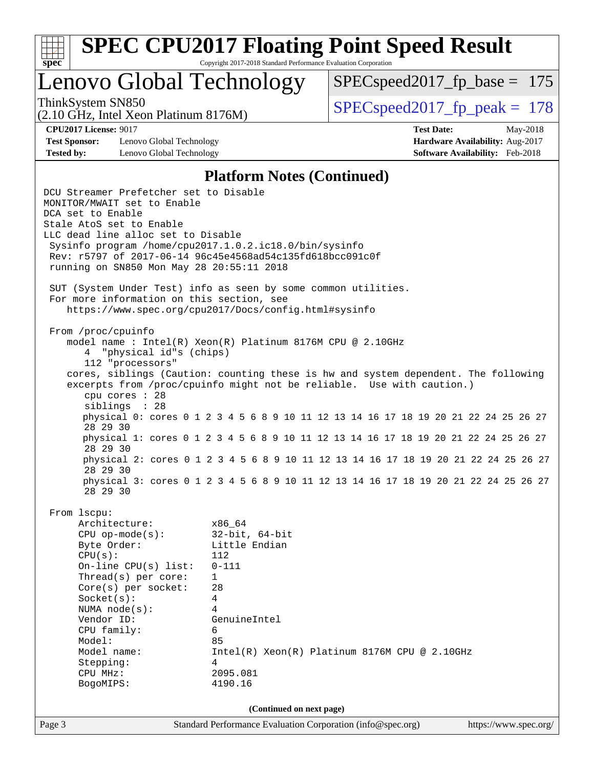# SPEC CPU2017 Floating Point Speed Result

Copyright 2017-2018 Standard Performance Evaluation Corporation

## Lenovo Global Technology

ThinkSystem SN850
(2.10 GHz, Intel Xeon Platinum 8176M)

SPECspeed2017_fp_base = 175

SPECspeed2017_fp_peak = 178

**CPU2017 License:** 9017
**Test Sponsor:** Lenovo Global Technology
**Tested by:** Lenovo Global Technology

**Test Date:** May-2018
**Hardware Availability:** Aug-2017
**Software Availability:** Feb-2018

### Platform Notes (Continued)

```
DCU Streamer Prefetcher set to Disable
MONITOR/MWAIT set to Enable
DCA set to Enable
Stale AtoS set to Enable
LLC dead line alloc set to Disable
 Sysinfo program /home/cpu2017.1.0.2.ic18.0/bin/sysinfo
 Rev: r5797 of 2017-06-14 96c45e4568ad54c135fd618bcc091c0f
 running on SN850 Mon May 28 20:55:11 2018

 SUT (System Under Test) info as seen by some common utilities.
 For more information on this section, see
    https://www.spec.org/cpu2017/Docs/config.html#sysinfo

 From /proc/cpuinfo
    model name : Intel(R) Xeon(R) Platinum 8176M CPU @ 2.10GHz
       4  "physical id"s (chips)
       112 "processors"
    cores, siblings (Caution: counting these is hw and system dependent. The following
    excerpts from /proc/cpuinfo might not be reliable.  Use with caution.)
       cpu cores : 28
       siblings  : 28
       physical 0: cores 0 1 2 3 4 5 6 8 9 10 11 12 13 14 16 17 18 19 20 21 22 24 25 26 27
       28 29 30
       physical 1: cores 0 1 2 3 4 5 6 8 9 10 11 12 13 14 16 17 18 19 20 21 22 24 25 26 27
       28 29 30
       physical 2: cores 0 1 2 3 4 5 6 8 9 10 11 12 13 14 16 17 18 19 20 21 22 24 25 26 27
       28 29 30
       physical 3: cores 0 1 2 3 4 5 6 8 9 10 11 12 13 14 16 17 18 19 20 21 22 24 25 26 27
       28 29 30

 From lscpu:
      Architecture:          x86_64
      CPU op-mode(s):        32-bit, 64-bit
      Byte Order:            Little Endian
      CPU(s):                112
      On-line CPU(s) list:   0-111
      Thread(s) per core:    1
      Core(s) per socket:    28
      Socket(s):             4
      NUMA node(s):          4
      Vendor ID:             GenuineIntel
      CPU family:            6
      Model:                 85
      Model name:            Intel(R) Xeon(R) Platinum 8176M CPU @ 2.10GHz
      Stepping:              4
      CPU MHz:               2095.081
      BogoMIPS:              4190.16
```

**(Continued on next page)**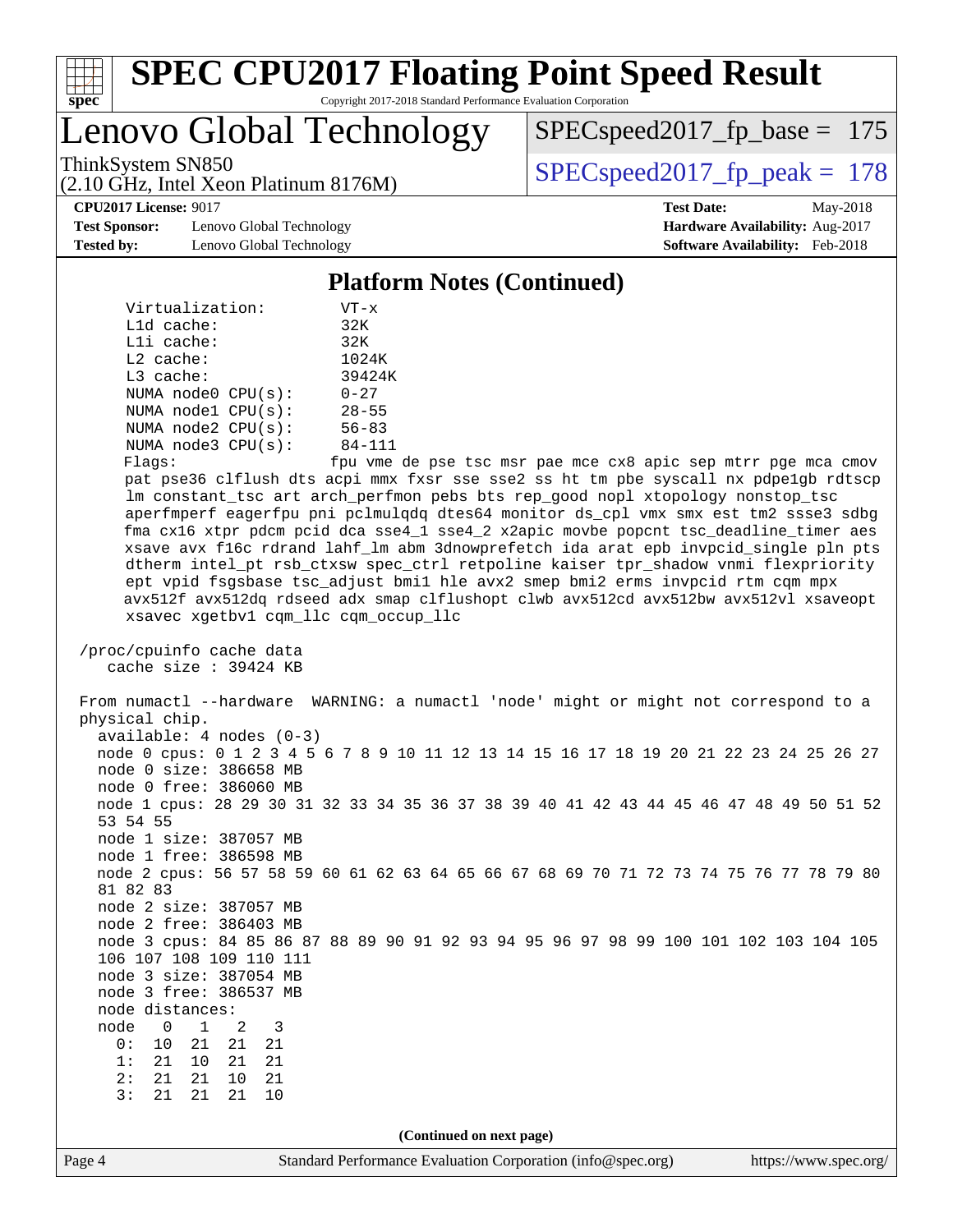## Platform Notes (Continued)

```
Virtualization:        VT-x
L1d cache:             32K
L1i cache:             32K
L2 cache:              1024K
L3 cache:              39424K
NUMA node0 CPU(s):     0-27
NUMA node1 CPU(s):     28-55
NUMA node2 CPU(s):     56-83
NUMA node3 CPU(s):     84-111
Flags:                 fpu vme de pse tsc msr pae mce cx8 apic sep mtrr pge mca cmov
pat pse36 clflush dts acpi mmx fxsr sse sse2 ss ht tm pbe syscall nx pdpe1gb rdtscp
lm constant_tsc art arch_perfmon pebs bts rep_good nopl xtopology nonstop_tsc
aperfmperf eagerfpu pni pclmulqdq dtes64 monitor ds_cpl vmx smx est tm2 ssse3 sdbg
fma cx16 xtpr pdcm pcid dca sse4_1 sse4_2 x2apic movbe popcnt tsc_deadline_timer aes
xsave avx f16c rdrand lahf_lm abm 3dnowprefetch ida arat epb invpcid_single pln pts
dtherm intel_pt rsb_ctxsw spec_ctrl retpoline kaiser tpr_shadow vnmi flexpriority
ept vpid fsgsbase tsc_adjust bmi1 hle avx2 smep bmi2 erms invpcid rtm cqm mpx
avx512f avx512dq rdseed adx smap clflushopt clwb avx512cd avx512bw avx512vl xsaveopt
xsavec xgetbv1 cqm_llc cqm_occup_llc

/proc/cpuinfo cache data
   cache size : 39424 KB

From numactl --hardware  WARNING: a numactl 'node' might or might not correspond to a
physical chip.
  available: 4 nodes (0-3)
  node 0 cpus: 0 1 2 3 4 5 6 7 8 9 10 11 12 13 14 15 16 17 18 19 20 21 22 23 24 25 26 27
  node 0 size: 386658 MB
  node 0 free: 386060 MB
  node 1 cpus: 28 29 30 31 32 33 34 35 36 37 38 39 40 41 42 43 44 45 46 47 48 49 50 51 52
  53 54 55
  node 1 size: 387057 MB
  node 1 free: 386598 MB
  node 2 cpus: 56 57 58 59 60 61 62 63 64 65 66 67 68 69 70 71 72 73 74 75 76 77 78 79 80
  81 82 83
  node 2 size: 387057 MB
  node 2 free: 386403 MB
  node 3 cpus: 84 85 86 87 88 89 90 91 92 93 94 95 96 97 98 99 100 101 102 103 104 105
  106 107 108 109 110 111
  node 3 size: 387054 MB
  node 3 free: 386537 MB
  node distances:
  node   0   1   2   3
    0:  10  21  21  21
    1:  21  10  21  21
    2:  21  21  10  21
    3:  21  21  21  10
```

(Continued on next page)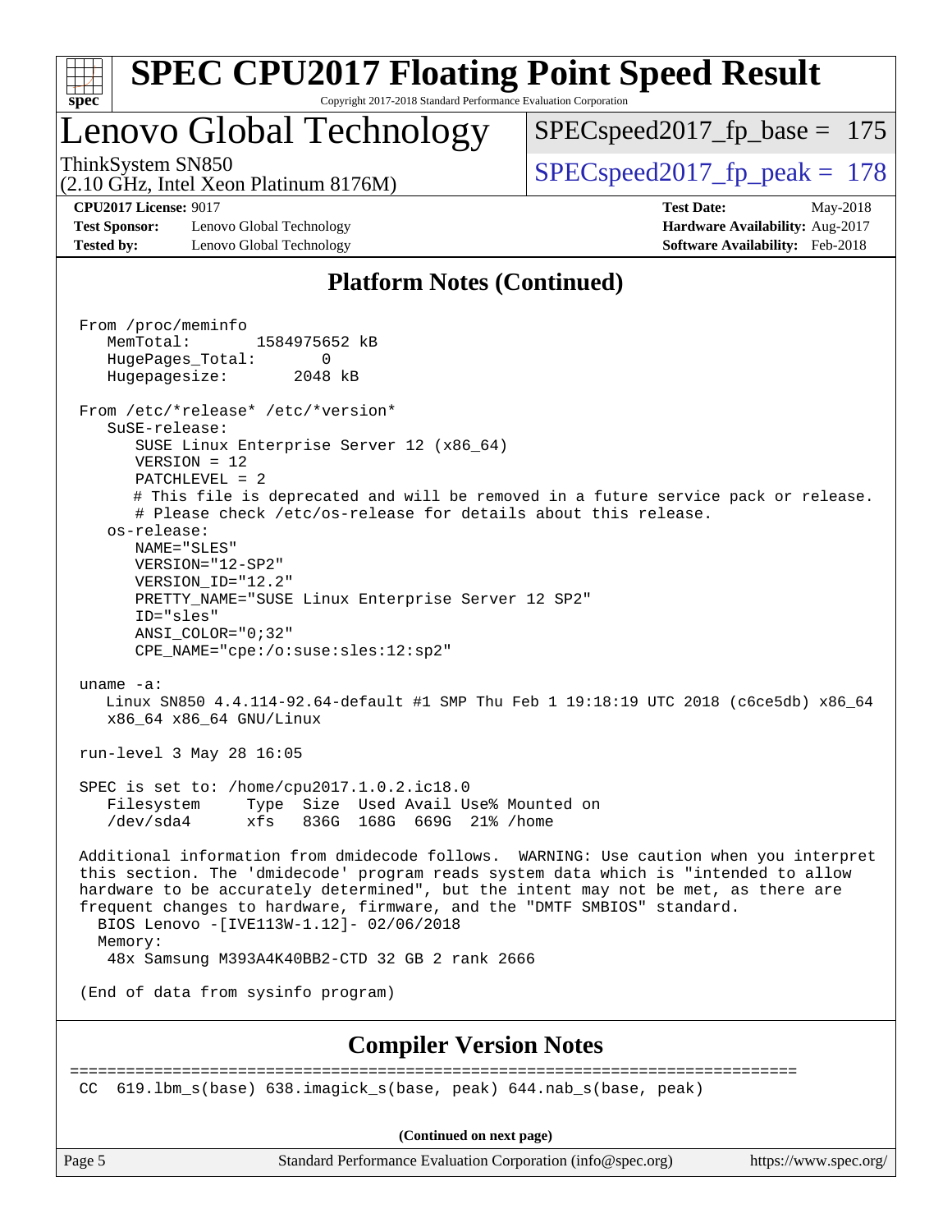## Platform Notes (Continued)

```
From /proc/meminfo
   MemTotal:       1584975652 kB
   HugePages_Total:       0
   Hugepagesize:       2048 kB

From /etc/*release* /etc/*version*
   SuSE-release:
      SUSE Linux Enterprise Server 12 (x86_64)
      VERSION = 12
      PATCHLEVEL = 2
      # This file is deprecated and will be removed in a future service pack or release.
      # Please check /etc/os-release for details about this release.
   os-release:
      NAME="SLES"
      VERSION="12-SP2"
      VERSION_ID="12.2"
      PRETTY_NAME="SUSE Linux Enterprise Server 12 SP2"
      ID="sles"
      ANSI_COLOR="0;32"
      CPE_NAME="cpe:/o:suse:sles:12:sp2"

uname -a:
   Linux SN850 4.4.114-92.64-default #1 SMP Thu Feb 1 19:18:19 UTC 2018 (c6ce5db) x86_64
   x86_64 x86_64 GNU/Linux

run-level 3 May 28 16:05

SPEC is set to: /home/cpu2017.1.0.2.ic18.0
   Filesystem     Type  Size  Used Avail Use% Mounted on
   /dev/sda4      xfs   836G  168G  669G  21% /home

Additional information from dmidecode follows.  WARNING: Use caution when you interpret
this section. The 'dmidecode' program reads system data which is "intended to allow
hardware to be accurately determined", but the intent may not be met, as there are
frequent changes to hardware, firmware, and the "DMTF SMBIOS" standard.
  BIOS Lenovo -[IVE113W-1.12]- 02/06/2018
  Memory:
   48x Samsung M393A4K40BB2-CTD 32 GB 2 rank 2666

(End of data from sysinfo program)
```

## Compiler Version Notes

```
==============================================================================
CC  619.lbm_s(base) 638.imagick_s(base, peak) 644.nab_s(base, peak)
```

(Continued on next page)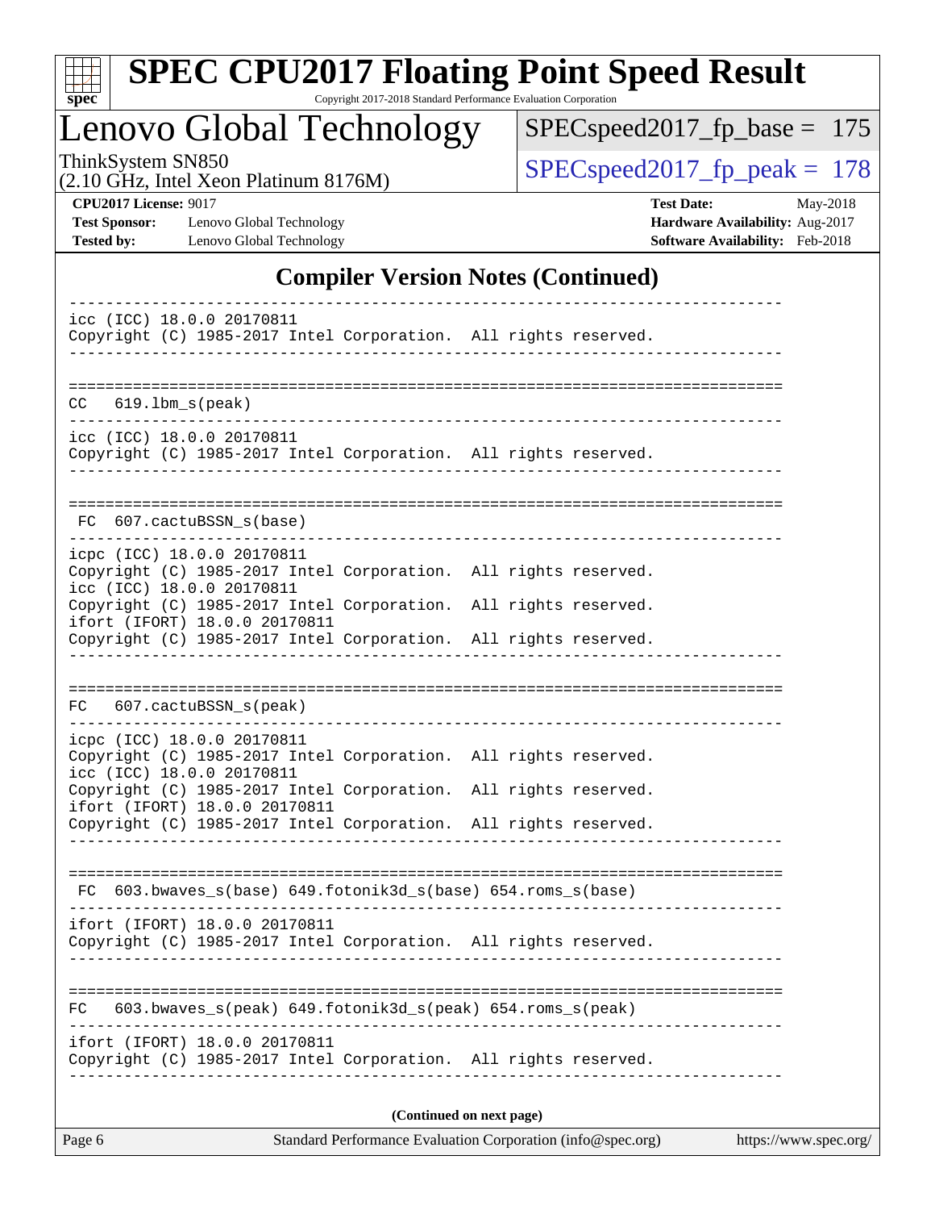## Compiler Version Notes (Continued)

```
------------------------------------------------------------------------------
icc (ICC) 18.0.0 20170811
Copyright (C) 1985-2017 Intel Corporation.  All rights reserved.
------------------------------------------------------------------------------

==============================================================================
CC   619.lbm_s(peak)
------------------------------------------------------------------------------
icc (ICC) 18.0.0 20170811
Copyright (C) 1985-2017 Intel Corporation.  All rights reserved.
------------------------------------------------------------------------------

==============================================================================
 FC  607.cactuBSSN_s(base)
------------------------------------------------------------------------------
icpc (ICC) 18.0.0 20170811
Copyright (C) 1985-2017 Intel Corporation.  All rights reserved.
icc (ICC) 18.0.0 20170811
Copyright (C) 1985-2017 Intel Corporation.  All rights reserved.
ifort (IFORT) 18.0.0 20170811
Copyright (C) 1985-2017 Intel Corporation.  All rights reserved.
------------------------------------------------------------------------------

==============================================================================
FC   607.cactuBSSN_s(peak)
------------------------------------------------------------------------------
icpc (ICC) 18.0.0 20170811
Copyright (C) 1985-2017 Intel Corporation.  All rights reserved.
icc (ICC) 18.0.0 20170811
Copyright (C) 1985-2017 Intel Corporation.  All rights reserved.
ifort (IFORT) 18.0.0 20170811
Copyright (C) 1985-2017 Intel Corporation.  All rights reserved.
------------------------------------------------------------------------------

==============================================================================
 FC  603.bwaves_s(base) 649.fotonik3d_s(base) 654.roms_s(base)
------------------------------------------------------------------------------
ifort (IFORT) 18.0.0 20170811
Copyright (C) 1985-2017 Intel Corporation.  All rights reserved.
------------------------------------------------------------------------------

==============================================================================
FC   603.bwaves_s(peak) 649.fotonik3d_s(peak) 654.roms_s(peak)
------------------------------------------------------------------------------
ifort (IFORT) 18.0.0 20170811
Copyright (C) 1985-2017 Intel Corporation.  All rights reserved.
------------------------------------------------------------------------------
```

**(Continued on next page)**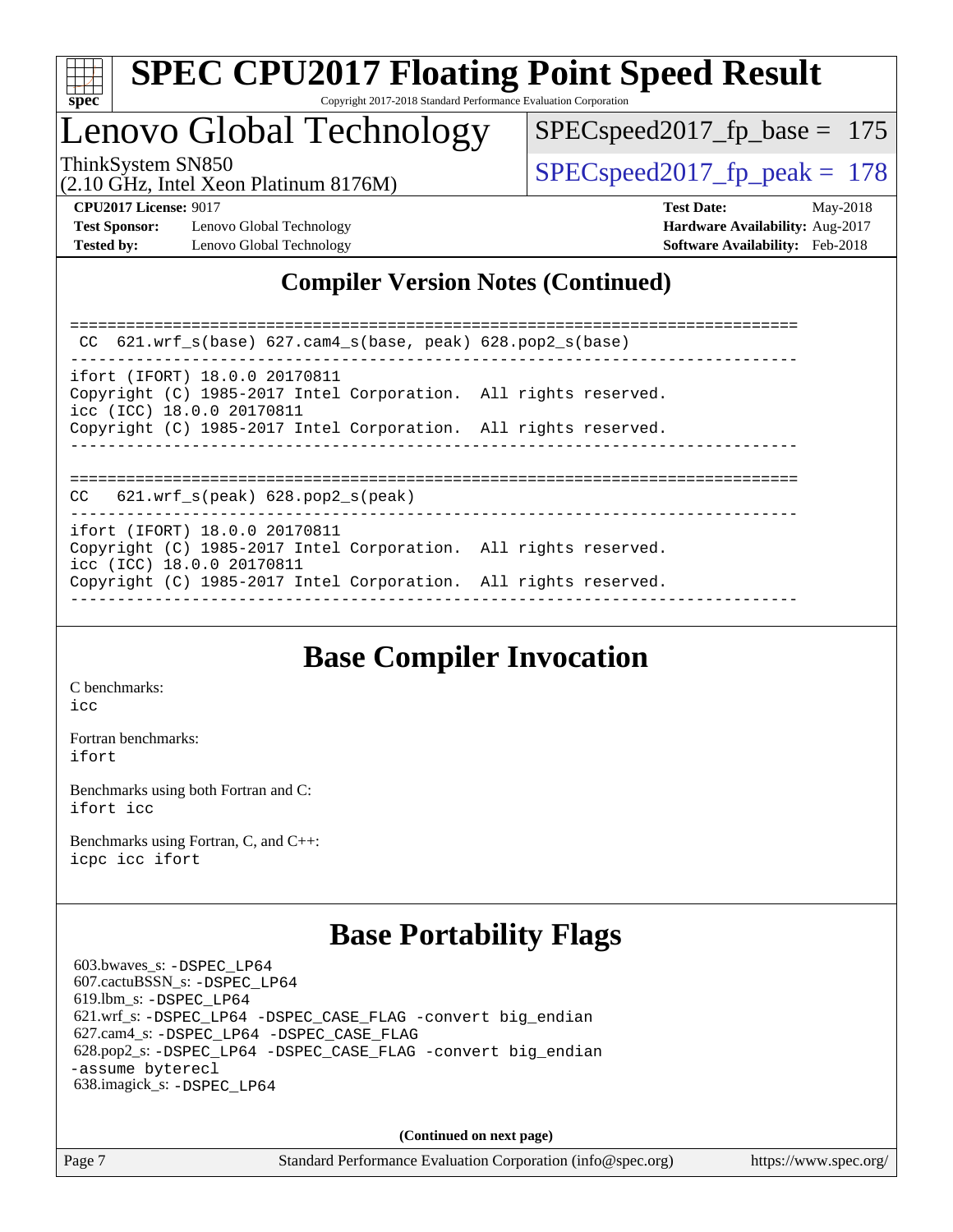## Compiler Version Notes (Continued)

```
==============================================================================
 CC  621.wrf_s(base) 627.cam4_s(base, peak) 628.pop2_s(base)
------------------------------------------------------------------------------
ifort (IFORT) 18.0.0 20170811
Copyright (C) 1985-2017 Intel Corporation.  All rights reserved.
icc (ICC) 18.0.0 20170811
Copyright (C) 1985-2017 Intel Corporation.  All rights reserved.
------------------------------------------------------------------------------

==============================================================================
CC   621.wrf_s(peak) 628.pop2_s(peak)
------------------------------------------------------------------------------
ifort (IFORT) 18.0.0 20170811
Copyright (C) 1985-2017 Intel Corporation.  All rights reserved.
icc (ICC) 18.0.0 20170811
Copyright (C) 1985-2017 Intel Corporation.  All rights reserved.
------------------------------------------------------------------------------
```

## Base Compiler Invocation

C benchmarks:
icc

Fortran benchmarks:
ifort

Benchmarks using both Fortran and C:
ifort icc

Benchmarks using Fortran, C, and C++:
icpc icc ifort

## Base Portability Flags

603.bwaves_s: -DSPEC_LP64
607.cactuBSSN_s: -DSPEC_LP64
619.lbm_s: -DSPEC_LP64
621.wrf_s: -DSPEC_LP64 -DSPEC_CASE_FLAG -convert big_endian
627.cam4_s: -DSPEC_LP64 -DSPEC_CASE_FLAG
628.pop2_s: -DSPEC_LP64 -DSPEC_CASE_FLAG -convert big_endian -assume byterecl
638.imagick_s: -DSPEC_LP64

**(Continued on next page)**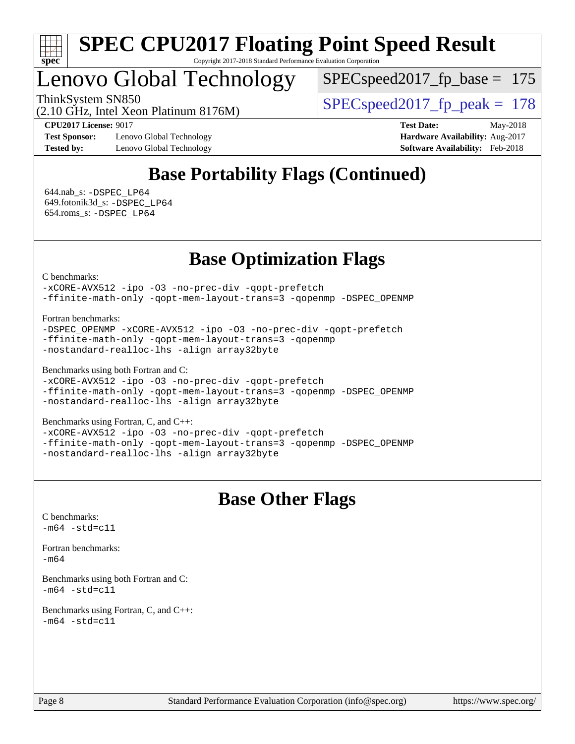# SPEC CPU2017 Floating Point Speed Result

Copyright 2017-2018 Standard Performance Evaluation Corporation

## Lenovo Global Technology

ThinkSystem SN850
(2.10 GHz, Intel Xeon Platinum 8176M)

SPECspeed2017_fp_base = 175

SPECspeed2017_fp_peak = 178

**CPU2017 License:** 9017
**Test Sponsor:** Lenovo Global Technology
**Tested by:** Lenovo Global Technology

**Test Date:** May-2018
**Hardware Availability:** Aug-2017
**Software Availability:** Feb-2018

## Base Portability Flags (Continued)

644.nab_s: -DSPEC_LP64
649.fotonik3d_s: -DSPEC_LP64
654.roms_s: -DSPEC_LP64

## Base Optimization Flags

C benchmarks:
```
-xCORE-AVX512 -ipo -O3 -no-prec-div -qopt-prefetch
-ffinite-math-only -qopt-mem-layout-trans=3 -qopenmp -DSPEC_OPENMP
```

Fortran benchmarks:
```
-DSPEC_OPENMP -xCORE-AVX512 -ipo -O3 -no-prec-div -qopt-prefetch
-ffinite-math-only -qopt-mem-layout-trans=3 -qopenmp
-nostandard-realloc-lhs -align array32byte
```

Benchmarks using both Fortran and C:
```
-xCORE-AVX512 -ipo -O3 -no-prec-div -qopt-prefetch
-ffinite-math-only -qopt-mem-layout-trans=3 -qopenmp -DSPEC_OPENMP
-nostandard-realloc-lhs -align array32byte
```

Benchmarks using Fortran, C, and C++:
```
-xCORE-AVX512 -ipo -O3 -no-prec-div -qopt-prefetch
-ffinite-math-only -qopt-mem-layout-trans=3 -qopenmp -DSPEC_OPENMP
-nostandard-realloc-lhs -align array32byte
```

## Base Other Flags

C benchmarks:
```
-m64 -std=c11
```

Fortran benchmarks:
```
-m64
```

Benchmarks using both Fortran and C:
```
-m64 -std=c11
```

Benchmarks using Fortran, C, and C++:
```
-m64 -std=c11
```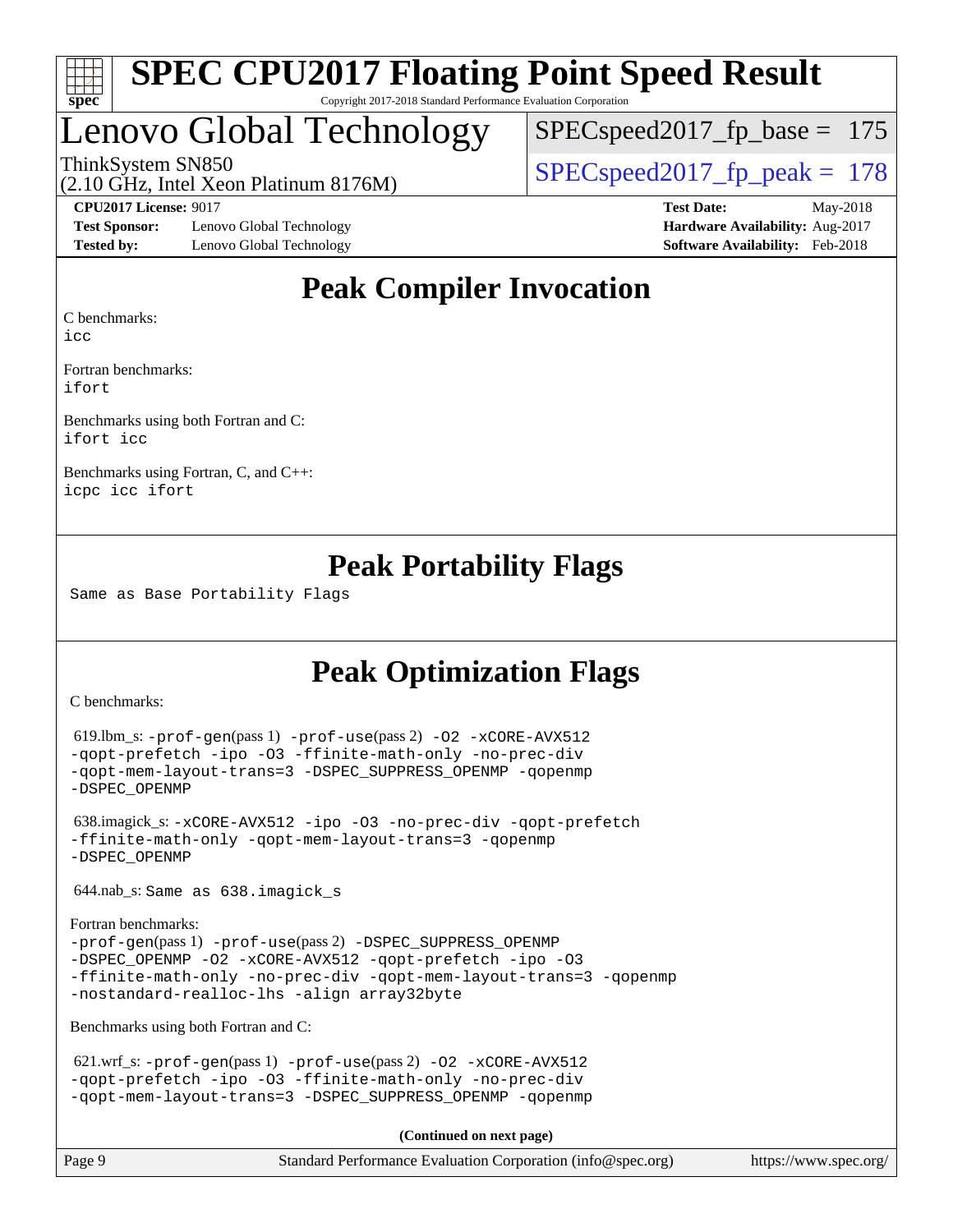# Lenovo Global Technology

ThinkSystem SN850
(2.10 GHz, Intel Xeon Platinum 8176M)

SPECspeed2017_fp_base = 175

SPECspeed2017_fp_peak = 178

**CPU2017 License:** 9017
**Test Sponsor:** Lenovo Global Technology
**Tested by:** Lenovo Global Technology

**Test Date:** May-2018
**Hardware Availability:** Aug-2017
**Software Availability:** Feb-2018

## Peak Compiler Invocation

C benchmarks:
icc

Fortran benchmarks:
ifort

Benchmarks using both Fortran and C:
ifort icc

Benchmarks using Fortran, C, and C++:
icpc icc ifort

## Peak Portability Flags

Same as Base Portability Flags

## Peak Optimization Flags

C benchmarks:

619.lbm_s: -prof-gen(pass 1) -prof-use(pass 2) -O2 -xCORE-AVX512 -qopt-prefetch -ipo -O3 -ffinite-math-only -no-prec-div -qopt-mem-layout-trans=3 -DSPEC_SUPPRESS_OPENMP -qopenmp -DSPEC_OPENMP

638.imagick_s: -xCORE-AVX512 -ipo -O3 -no-prec-div -qopt-prefetch -ffinite-math-only -qopt-mem-layout-trans=3 -qopenmp -DSPEC_OPENMP

644.nab_s: Same as 638.imagick_s

Fortran benchmarks:
-prof-gen(pass 1) -prof-use(pass 2) -DSPEC_SUPPRESS_OPENMP -DSPEC_OPENMP -O2 -xCORE-AVX512 -qopt-prefetch -ipo -O3 -ffinite-math-only -no-prec-div -qopt-mem-layout-trans=3 -qopenmp -nostandard-realloc-lhs -align array32byte

Benchmarks using both Fortran and C:

621.wrf_s: -prof-gen(pass 1) -prof-use(pass 2) -O2 -xCORE-AVX512 -qopt-prefetch -ipo -O3 -ffinite-math-only -no-prec-div -qopt-mem-layout-trans=3 -DSPEC_SUPPRESS_OPENMP -qopenmp

**(Continued on next page)**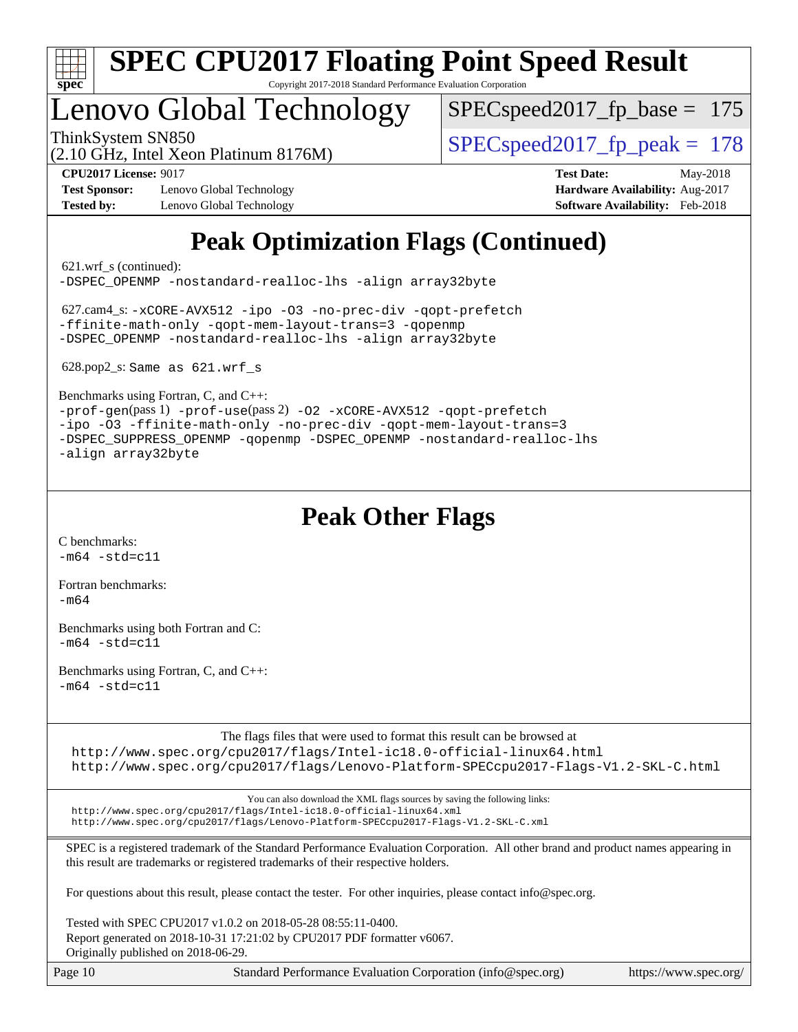# SPEC CPU2017 Floating Point Speed Result

Copyright 2017-2018 Standard Performance Evaluation Corporation

## Lenovo Global Technology

ThinkSystem SN850
(2.10 GHz, Intel Xeon Platinum 8176M)

SPECspeed2017_fp_base = 175

SPECspeed2017_fp_peak = 178

**CPU2017 License:** 9017
**Test Sponsor:** Lenovo Global Technology
**Tested by:** Lenovo Global Technology

**Test Date:** May-2018
**Hardware Availability:** Aug-2017
**Software Availability:** Feb-2018

## Peak Optimization Flags (Continued)

621.wrf_s (continued):
-DSPEC_OPENMP -nostandard-realloc-lhs -align array32byte

627.cam4_s: -xCORE-AVX512 -ipo -O3 -no-prec-div -qopt-prefetch
-ffinite-math-only -qopt-mem-layout-trans=3 -qopenmp
-DSPEC_OPENMP -nostandard-realloc-lhs -align array32byte

628.pop2_s: Same as 621.wrf_s

Benchmarks using Fortran, C, and C++:
-prof-gen(pass 1) -prof-use(pass 2) -O2 -xCORE-AVX512 -qopt-prefetch
-ipo -O3 -ffinite-math-only -no-prec-div -qopt-mem-layout-trans=3
-DSPEC_SUPPRESS_OPENMP -qopenmp -DSPEC_OPENMP -nostandard-realloc-lhs
-align array32byte

## Peak Other Flags

C benchmarks:
-m64 -std=c11

Fortran benchmarks:
-m64

Benchmarks using both Fortran and C:
-m64 -std=c11

Benchmarks using Fortran, C, and C++:
-m64 -std=c11

The flags files that were used to format this result can be browsed at
http://www.spec.org/cpu2017/flags/Intel-ic18.0-official-linux64.html
http://www.spec.org/cpu2017/flags/Lenovo-Platform-SPECcpu2017-Flags-V1.2-SKL-C.html

You can also download the XML flags sources by saving the following links:
http://www.spec.org/cpu2017/flags/Intel-ic18.0-official-linux64.xml
http://www.spec.org/cpu2017/flags/Lenovo-Platform-SPECcpu2017-Flags-V1.2-SKL-C.xml

SPEC is a registered trademark of the Standard Performance Evaluation Corporation. All other brand and product names appearing in this result are trademarks or registered trademarks of their respective holders.

For questions about this result, please contact the tester. For other inquiries, please contact info@spec.org.

Tested with SPEC CPU2017 v1.0.2 on 2018-05-28 08:55:11-0400.
Report generated on 2018-10-31 17:21:02 by CPU2017 PDF formatter v6067.
Originally published on 2018-06-29.